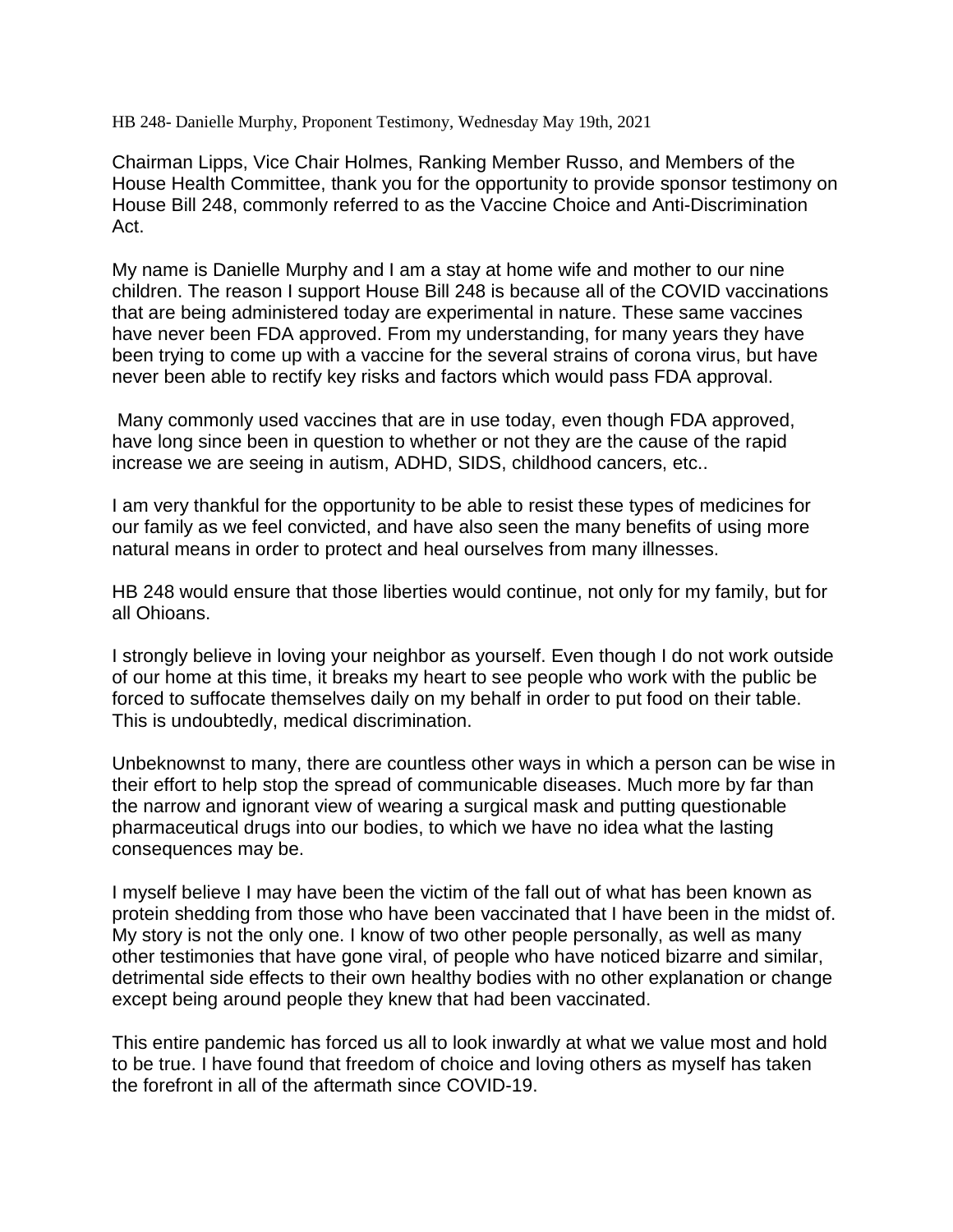HB 248- Danielle Murphy, Proponent Testimony, Wednesday May 19th, 2021

Chairman Lipps, Vice Chair Holmes, Ranking Member Russo, and Members of the House Health Committee, thank you for the opportunity to provide sponsor testimony on House Bill 248, commonly referred to as the Vaccine Choice and Anti-Discrimination Act.

My name is Danielle Murphy and I am a stay at home wife and mother to our nine children. The reason I support House Bill 248 is because all of the COVID vaccinations that are being administered today are experimental in nature. These same vaccines have never been FDA approved. From my understanding, for many years they have been trying to come up with a vaccine for the several strains of corona virus, but have never been able to rectify key risks and factors which would pass FDA approval.

Many commonly used vaccines that are in use today, even though FDA approved, have long since been in question to whether or not they are the cause of the rapid increase we are seeing in autism, ADHD, SIDS, childhood cancers, etc..

I am very thankful for the opportunity to be able to resist these types of medicines for our family as we feel convicted, and have also seen the many benefits of using more natural means in order to protect and heal ourselves from many illnesses.

HB 248 would ensure that those liberties would continue, not only for my family, but for all Ohioans.

I strongly believe in loving your neighbor as yourself. Even though I do not work outside of our home at this time, it breaks my heart to see people who work with the public be forced to suffocate themselves daily on my behalf in order to put food on their table. This is undoubtedly, medical discrimination.

Unbeknownst to many, there are countless other ways in which a person can be wise in their effort to help stop the spread of communicable diseases. Much more by far than the narrow and ignorant view of wearing a surgical mask and putting questionable pharmaceutical drugs into our bodies, to which we have no idea what the lasting consequences may be.

I myself believe I may have been the victim of the fall out of what has been known as protein shedding from those who have been vaccinated that I have been in the midst of. My story is not the only one. I know of two other people personally, as well as many other testimonies that have gone viral, of people who have noticed bizarre and similar, detrimental side effects to their own healthy bodies with no other explanation or change except being around people they knew that had been vaccinated.

This entire pandemic has forced us all to look inwardly at what we value most and hold to be true. I have found that freedom of choice and loving others as myself has taken the forefront in all of the aftermath since COVID-19.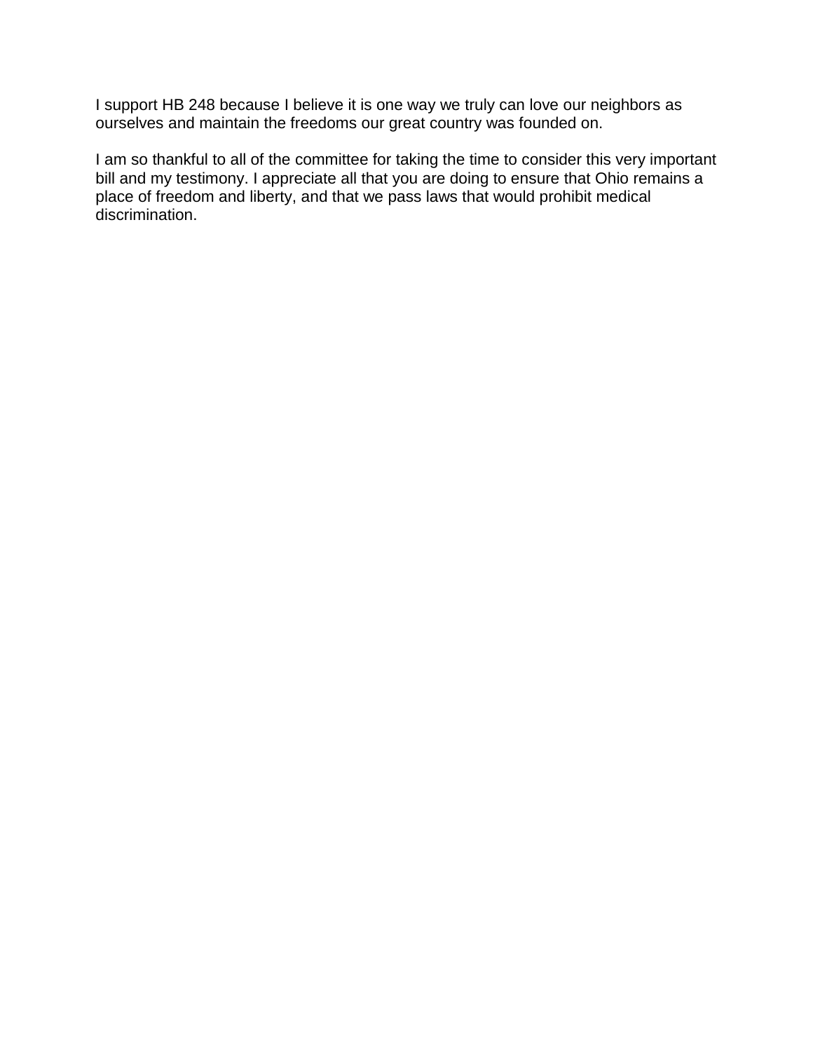I support HB 248 because I believe it is one way we truly can love our neighbors as ourselves and maintain the freedoms our great country was founded on.

I am so thankful to all of the committee for taking the time to consider this very important bill and my testimony. I appreciate all that you are doing to ensure that Ohio remains a place of freedom and liberty, and that we pass laws that would prohibit medical discrimination.